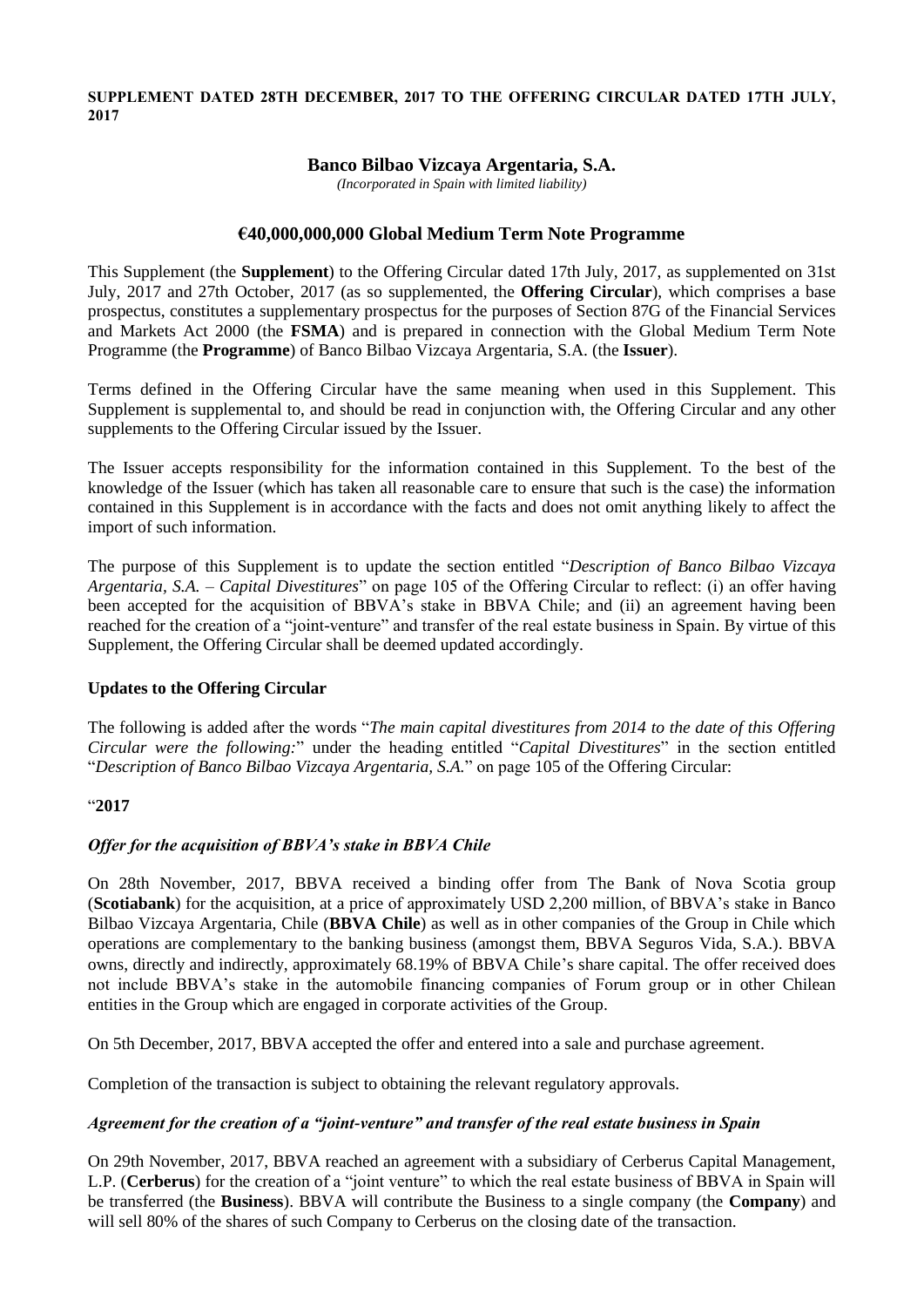**SUPPLEMENT DATED 28TH DECEMBER, 2017 TO THE OFFERING CIRCULAR DATED 17TH JULY, 2017**

# Banco Bilbao Vizcaya Argentaria, S.A.

*(Incorporated in Spain with limited liability)*

## €40,000,000,000 Global Medium Term Note Programme

This Supplement (the **Supplement**) to the Offering Circular dated 17th July, 2017, as supplemented on 31st July, 2017 and 27th October, 2017 (as so supplemented, the **Offering Circular**), which comprises a base prospectus, constitutes a supplementary prospectus for the purposes of Section 87G of the Financial Services and Markets Act 2000 (the **FSMA**) and is prepared in connection with the Global Medium Term Note Programme (the **Programme**) of Banco Bilbao Vizcaya Argentaria, S.A. (the **Issuer**).

Terms defined in the Offering Circular have the same meaning when used in this Supplement. This Supplement is supplemental to, and should be read in conjunction with, the Offering Circular and any other supplements to the Offering Circular issued by the Issuer.

The Issuer accepts responsibility for the information contained in this Supplement. To the best of the knowledge of the Issuer (which has taken all reasonable care to ensure that such is the case) the information contained in this Supplement is in accordance with the facts and does not omit anything likely to affect the import of such information.

The purpose of this Supplement is to update the section entitled "*Description of Banco Bilbao Vizcaya Argentaria, S.A. – Capital Divestitures*" on page 105 of the Offering Circular to reflect: (i) an offer having been accepted for the acquisition of BBVA's stake in BBVA Chile; and (ii) an agreement having been reached for the creation of a "joint-venture" and transfer of the real estate business in Spain. By virtue of this Supplement, the Offering Circular shall be deemed updated accordingly.

**Updates to the Offering Circular**

The following is added after the words "*The main capital divestitures from 2014 to the date of this Offering Circular were the following:*" under the heading entitled "*Capital Divestitures*" in the section entitled "*Description of Banco Bilbao Vizcaya Argentaria, S.A.*" on page 105 of the Offering Circular:

"**2017**

***Offer for the acquisition of BBVA's stake in BBVA Chile***

On 28th November, 2017, BBVA received a binding offer from The Bank of Nova Scotia group (**Scotiabank**) for the acquisition, at a price of approximately USD 2,200 million, of BBVA's stake in Banco Bilbao Vizcaya Argentaria, Chile (**BBVA Chile**) as well as in other companies of the Group in Chile which operations are complementary to the banking business (amongst them, BBVA Seguros Vida, S.A.). BBVA owns, directly and indirectly, approximately 68.19% of BBVA Chile's share capital. The offer received does not include BBVA's stake in the automobile financing companies of Forum group or in other Chilean entities in the Group which are engaged in corporate activities of the Group.

On 5th December, 2017, BBVA accepted the offer and entered into a sale and purchase agreement.

Completion of the transaction is subject to obtaining the relevant regulatory approvals.

***Agreement for the creation of a "joint-venture" and transfer of the real estate business in Spain***

On 29th November, 2017, BBVA reached an agreement with a subsidiary of Cerberus Capital Management, L.P. (**Cerberus**) for the creation of a "joint venture" to which the real estate business of BBVA in Spain will be transferred (the **Business**). BBVA will contribute the Business to a single company (the **Company**) and will sell 80% of the shares of such Company to Cerberus on the closing date of the transaction.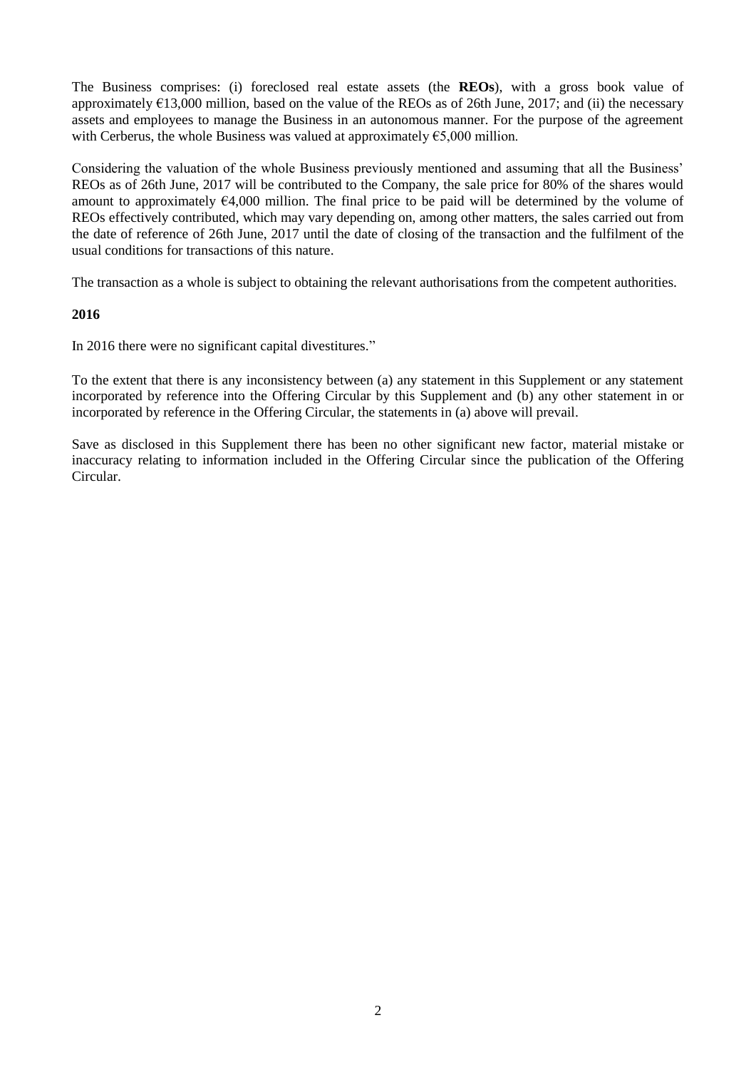The Business comprises: (i) foreclosed real estate assets (the **REOs**), with a gross book value of approximately €13,000 million, based on the value of the REOs as of 26th June, 2017; and (ii) the necessary assets and employees to manage the Business in an autonomous manner. For the purpose of the agreement with Cerberus, the whole Business was valued at approximately €5,000 million.

Considering the valuation of the whole Business previously mentioned and assuming that all the Business' REOs as of 26th June, 2017 will be contributed to the Company, the sale price for 80% of the shares would amount to approximately €4,000 million. The final price to be paid will be determined by the volume of REOs effectively contributed, which may vary depending on, among other matters, the sales carried out from the date of reference of 26th June, 2017 until the date of closing of the transaction and the fulfilment of the usual conditions for transactions of this nature.

The transaction as a whole is subject to obtaining the relevant authorisations from the competent authorities.

**2016**

In 2016 there were no significant capital divestitures."

To the extent that there is any inconsistency between (a) any statement in this Supplement or any statement incorporated by reference into the Offering Circular by this Supplement and (b) any other statement in or incorporated by reference in the Offering Circular, the statements in (a) above will prevail.

Save as disclosed in this Supplement there has been no other significant new factor, material mistake or inaccuracy relating to information included in the Offering Circular since the publication of the Offering Circular.